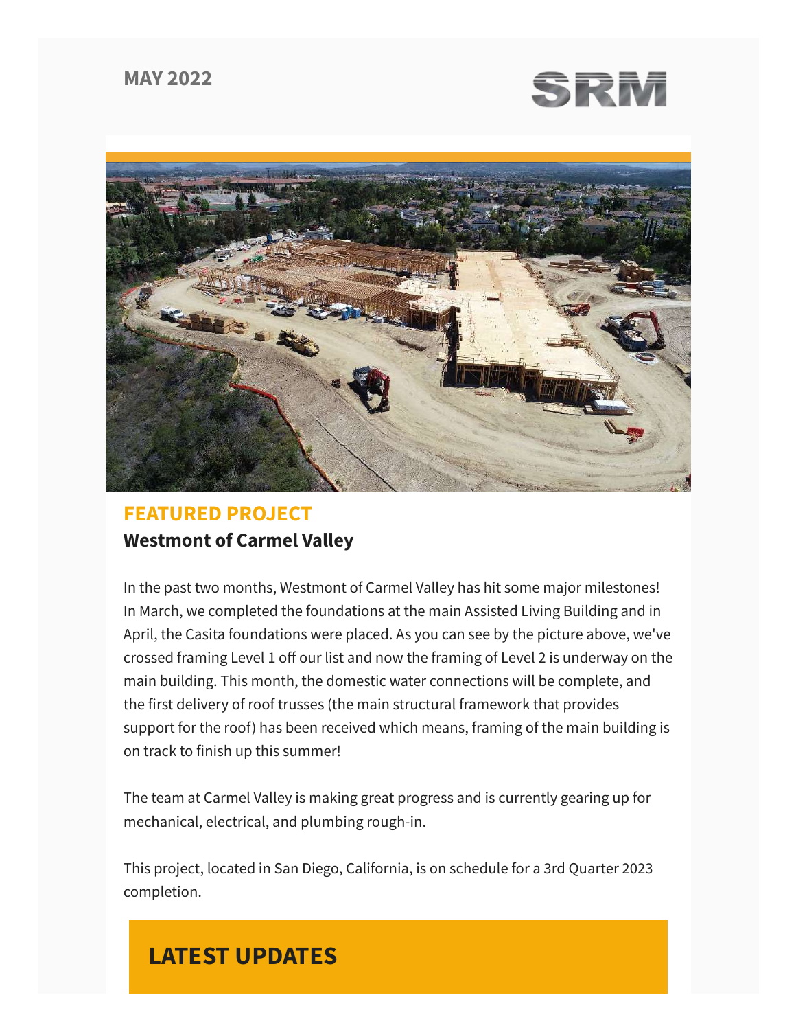MAY 2022

SRM

## FEATURED PROJECT

### Westmont of Carmel Valley

In the past two months, Westmont of Carmel Valley has hit some major milestones! In March, we completed the foundations at the main Assisted Living Building and in April, the Casita foundations were placed. As you can see by the picture above, we've crossed framing Level 1 off our list and now the framing of Level 2 is underway on the main building. This month, the domestic water connections will be complete, and the first delivery of roof trusses (the main structural framework that provides support for the roof) has been received which means, framing of the main building is on track to finish up this summer!

The team at Carmel Valley is making great progress and is currently gearing up for mechanical, electrical, and plumbing rough-in.

This project, located in San Diego, California, is on schedule for a 3rd Quarter 2023 completion.

## LATEST UPDATES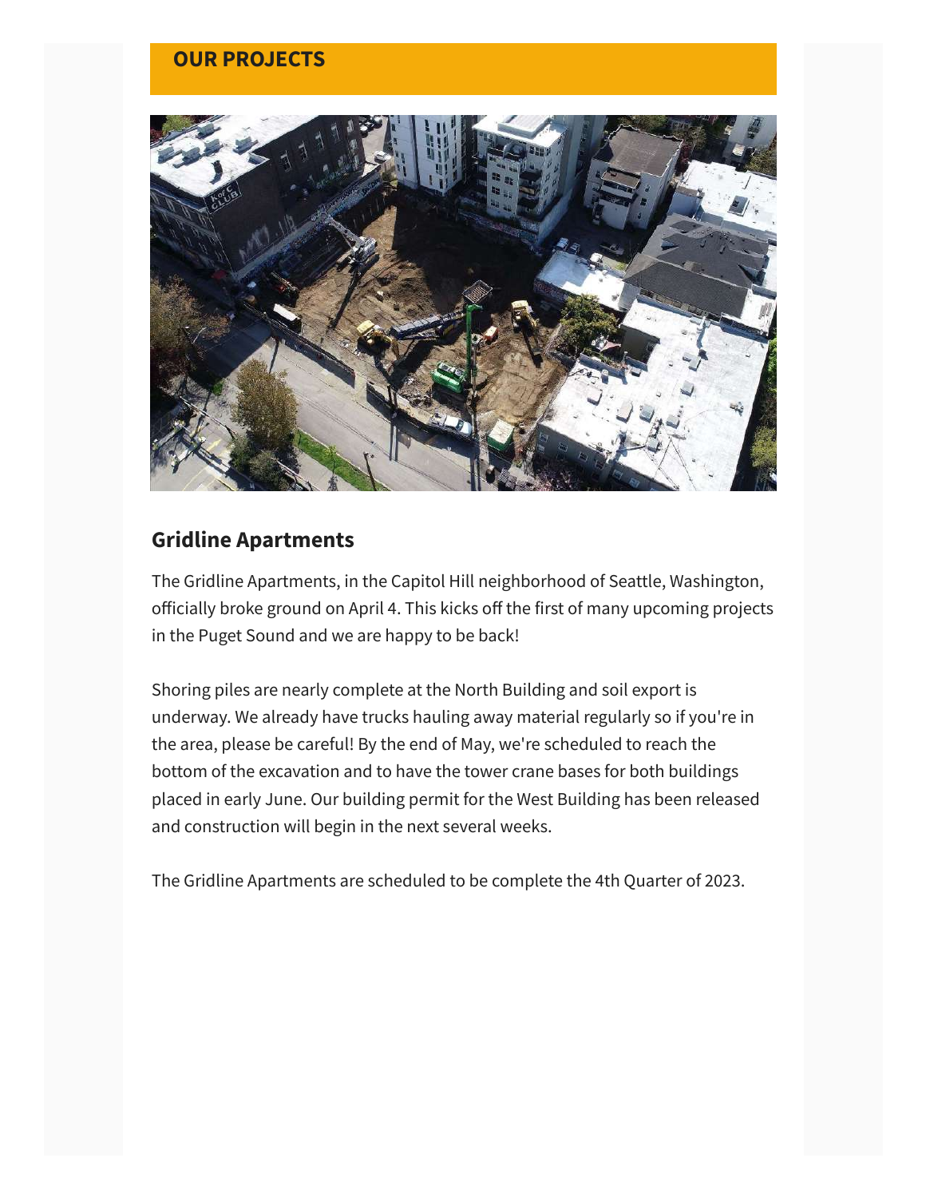## OUR PROJECTS

### Gridline Apartments

The Gridline Apartments, in the Capitol Hill neighborhood of Seattle, Washington, officially broke ground on April 4. This kicks off the first of many upcoming projects in the Puget Sound and we are happy to be back!

Shoring piles are nearly complete at the North Building and soil export is underway. We already have trucks hauling away material regularly so if you're in the area, please be careful! By the end of May, we're scheduled to reach the bottom of the excavation and to have the tower crane bases for both buildings placed in early June. Our building permit for the West Building has been released and construction will begin in the next several weeks.

The Gridline Apartments are scheduled to be complete the 4th Quarter of 2023.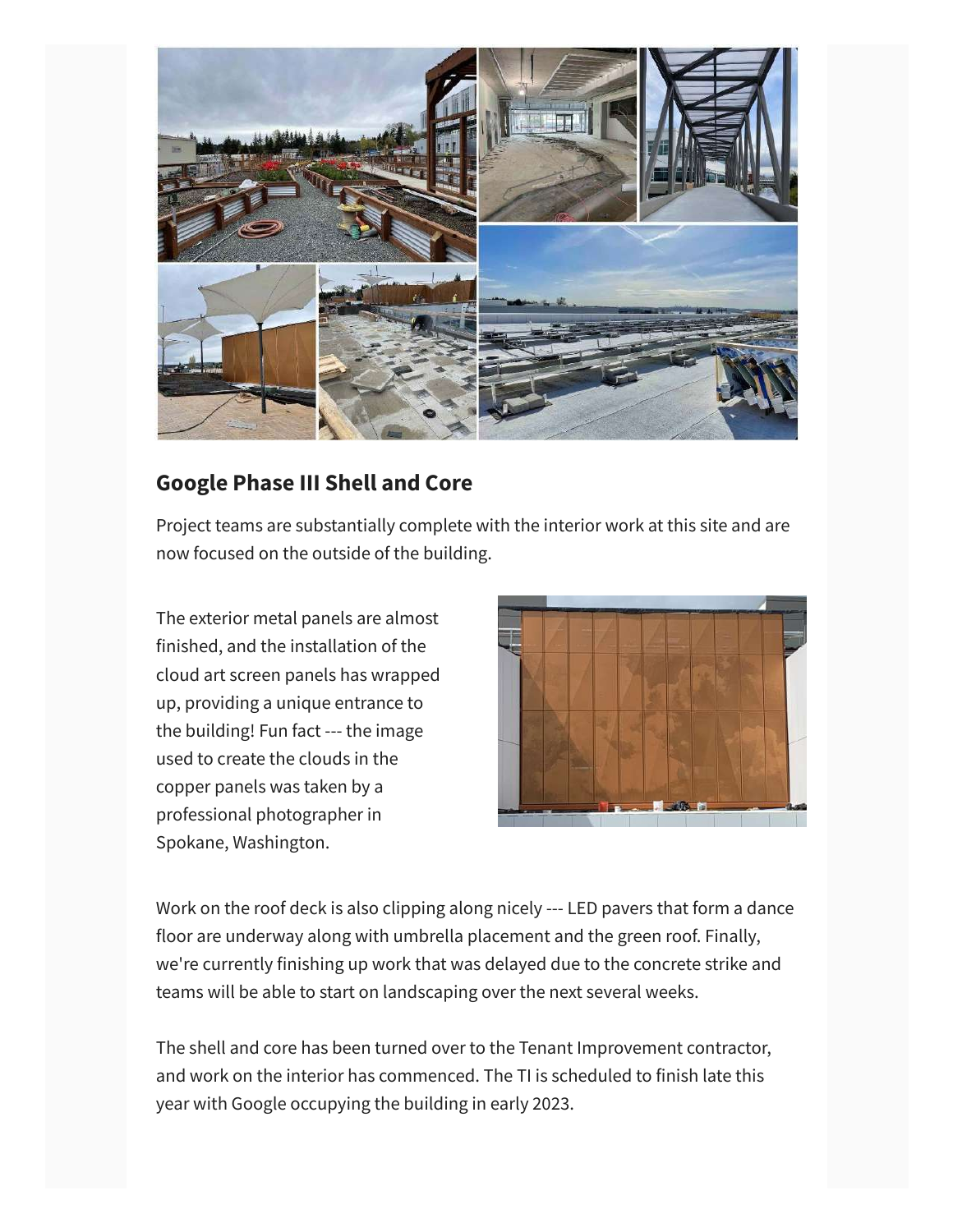## Google Phase III Shell and Core

Project teams are substantially complete with the interior work at this site and are now focused on the outside of the building.

The exterior metal panels are almost finished, and the installation of the cloud art screen panels has wrapped up, providing a unique entrance to the building! Fun fact --- the image used to create the clouds in the copper panels was taken by a professional photographer in Spokane, Washington.

Work on the roof deck is also clipping along nicely --- LED pavers that form a dance floor are underway along with umbrella placement and the green roof. Finally, we're currently finishing up work that was delayed due to the concrete strike and teams will be able to start on landscaping over the next several weeks.

The shell and core has been turned over to the Tenant Improvement contractor, and work on the interior has commenced. The TI is scheduled to finish late this year with Google occupying the building in early 2023.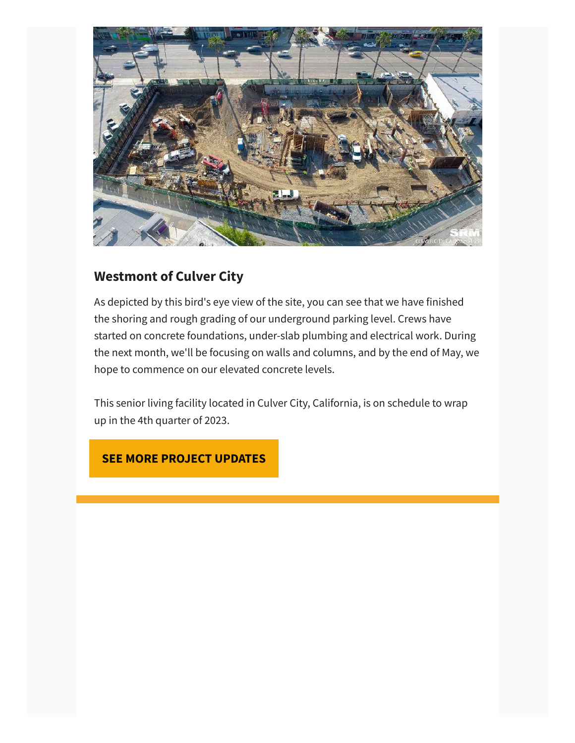## Westmont of Culver City

As depicted by this bird's eye view of the site, you can see that we have finished the shoring and rough grading of our underground parking level. Crews have started on concrete foundations, under-slab plumbing and electrical work. During the next month, we'll be focusing on walls and columns, and by the end of May, we hope to commence on our elevated concrete levels.

This senior living facility located in Culver City, California, is on schedule to wrap up in the 4th quarter of 2023.

**SEE MORE PROJECT UPDATES**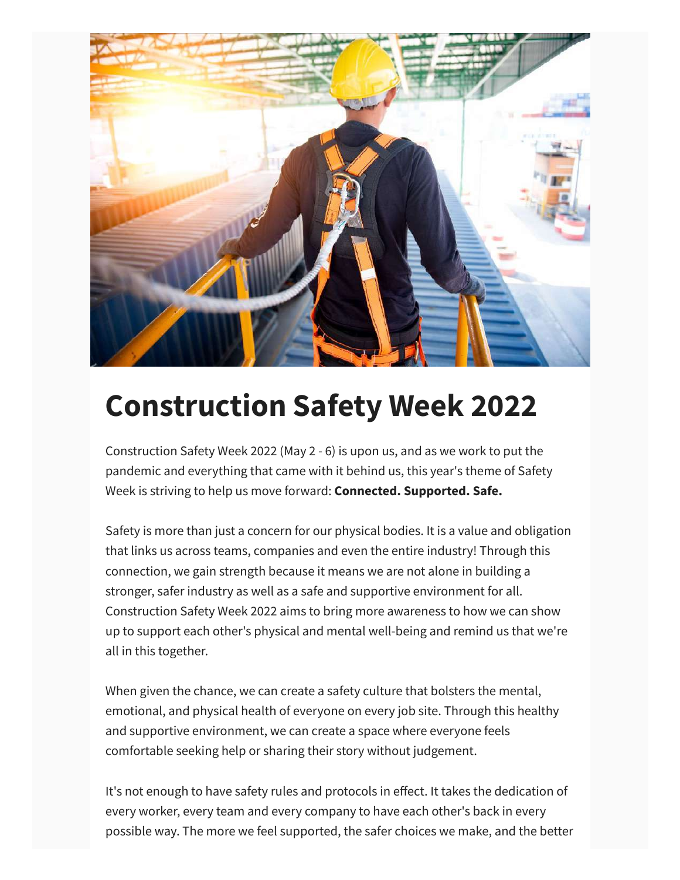# Construction Safety Week 2022

Construction Safety Week 2022 (May 2 - 6) is upon us, and as we work to put the pandemic and everything that came with it behind us, this year's theme of Safety Week is striving to help us move forward: **Connected. Supported. Safe.**

Safety is more than just a concern for our physical bodies. It is a value and obligation that links us across teams, companies and even the entire industry! Through this connection, we gain strength because it means we are not alone in building a stronger, safer industry as well as a safe and supportive environment for all. Construction Safety Week 2022 aims to bring more awareness to how we can show up to support each other's physical and mental well-being and remind us that we're all in this together.

When given the chance, we can create a safety culture that bolsters the mental, emotional, and physical health of everyone on every job site. Through this healthy and supportive environment, we can create a space where everyone feels comfortable seeking help or sharing their story without judgement.

It's not enough to have safety rules and protocols in effect. It takes the dedication of every worker, every team and every company to have each other's back in every possible way. The more we feel supported, the safer choices we make, and the better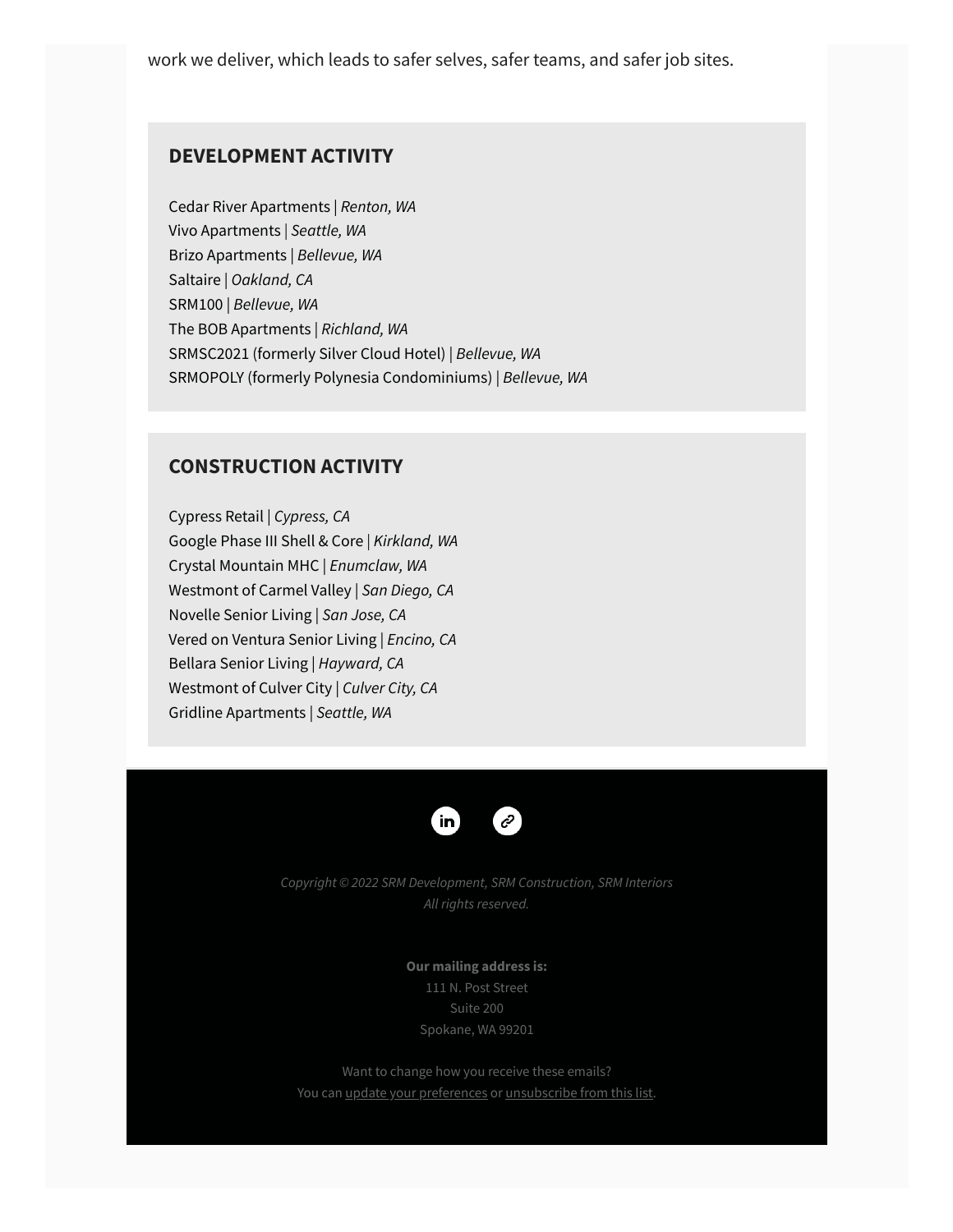work we deliver, which leads to safer selves, safer teams, and safer job sites.

## DEVELOPMENT ACTIVITY

Cedar River Apartments | *Renton, WA*
Vivo Apartments | *Seattle, WA*
Brizo Apartments | *Bellevue, WA*
Saltaire | *Oakland, CA*
SRM100 | *Bellevue, WA*
The BOB Apartments | *Richland, WA*
SRMSC2021 (formerly Silver Cloud Hotel) | *Bellevue, WA*
SRMOPOLY (formerly Polynesia Condominiums) | *Bellevue, WA*

## CONSTRUCTION ACTIVITY

Cypress Retail | *Cypress, CA*
Google Phase III Shell & Core | *Kirkland, WA*
Crystal Mountain MHC | *Enumclaw, WA*
Westmont of Carmel Valley | *San Diego, CA*
Novelle Senior Living | *San Jose, CA*
Vered on Ventura Senior Living | *Encino, CA*
Bellara Senior Living | *Hayward, CA*
Westmont of Culver City | *Culver City, CA*
Gridline Apartments | *Seattle, WA*

*Copyright © 2022 SRM Development, SRM Construction, SRM Interiors*
*All rights reserved.*

**Our mailing address is:**
111 N. Post Street
Suite 200
Spokane, WA 99201

Want to change how you receive these emails?
You can update your preferences or unsubscribe from this list.